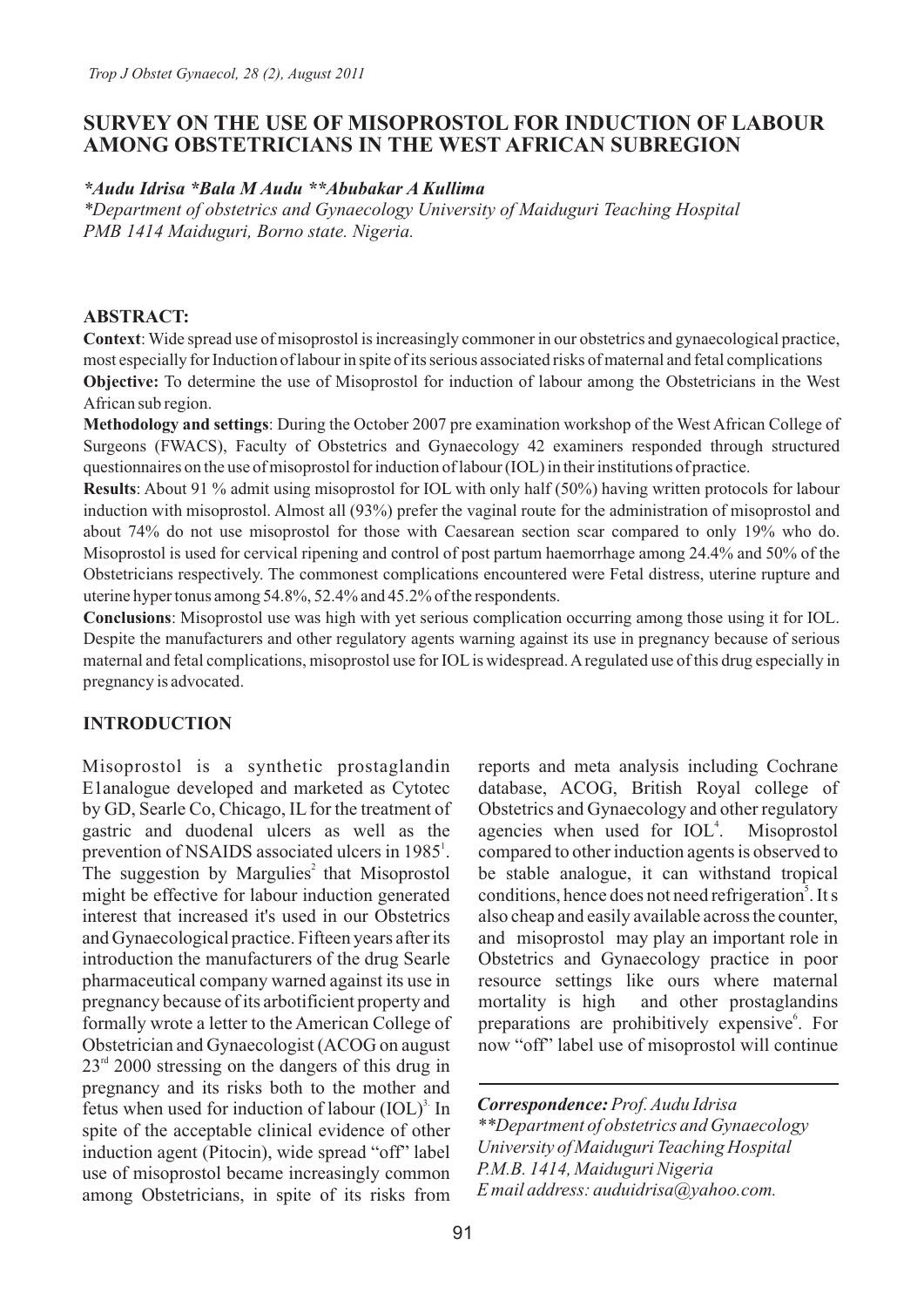# SURVEY ON THE USE OF MISOPROSTOL FOR INDUCTION OF LABOUR AMONG OBSTETRICIANS IN THE WEST AFRICAN SUBREGION

***Audu Idrisa *Bala M Audu **Abubakar A Kullima***

*\*Department of obstetrics and Gynaecology University of Maiduguri Teaching Hospital PMB 1414 Maiduguri, Borno state. Nigeria.*

## ABSTRACT:

**Context**: Wide spread use of misoprostol is increasingly commoner in our obstetrics and gynaecological practice, most especially for Induction of labour in spite of its serious associated risks of maternal and fetal complications

**Objective:** To determine the use of Misoprostol for induction of labour among the Obstetricians in the West African sub region.

**Methodology and settings**: During the October 2007 pre examination workshop of the West African College of Surgeons (FWACS), Faculty of Obstetrics and Gynaecology 42 examiners responded through structured questionnaires on the use of misoprostol for induction of labour (IOL) in their institutions of practice.

**Results**: About 91 % admit using misoprostol for IOL with only half (50%) having written protocols for labour induction with misoprostol. Almost all (93%) prefer the vaginal route for the administration of misoprostol and about 74% do not use misoprostol for those with Caesarean section scar compared to only 19% who do. Misoprostol is used for cervical ripening and control of post partum haemorrhage among 24.4% and 50% of the Obstetricians respectively. The commonest complications encountered were Fetal distress, uterine rupture and uterine hyper tonus among 54.8%, 52.4% and 45.2% of the respondents.

**Conclusions**: Misoprostol use was high with yet serious complication occurring among those using it for IOL. Despite the manufacturers and other regulatory agents warning against its use in pregnancy because of serious maternal and fetal complications, misoprostol use for IOL is widespread. A regulated use of this drug especially in pregnancy is advocated.

## INTRODUCTION

Misoprostol is a synthetic prostaglandin E1analogue developed and marketed as Cytotec by GD, Searle Co, Chicago, IL for the treatment of gastric and duodenal ulcers as well as the prevention of NSAIDS associated ulcers in 1985[1]. The suggestion by Margulies[2] that Misoprostol might be effective for labour induction generated interest that increased it's used in our Obstetrics and Gynaecological practice. Fifteen years after its introduction the manufacturers of the drug Searle pharmaceutical company warned against its use in pregnancy because of its arbotificient property and formally wrote a letter to the American College of Obstetrician and Gynaecologist (ACOG on august 23[rd] 2000 stressing on the dangers of this drug in pregnancy and its risks both to the mother and fetus when used for induction of labour (IOL)[3]. In spite of the acceptable clinical evidence of other induction agent (Pitocin), wide spread "off" label use of misoprostol became increasingly common among Obstetricians, in spite of its risks from reports and meta analysis including Cochrane database, ACOG, British Royal college of Obstetrics and Gynaecology and other regulatory agencies when used for IOL[4]. Misoprostol compared to other induction agents is observed to be stable analogue, it can withstand tropical conditions, hence does not need refrigeration[5]. It s also cheap and easily available across the counter, and misoprostol may play an important role in Obstetrics and Gynaecology practice in poor resource settings like ours where maternal mortality is high and other prostaglandins preparations are prohibitively expensive[6]. For now "off" label use of misoprostol will continue

***Correspondence:*** *Prof. Audu Idrisa*
*\*\*Department of obstetrics and Gynaecology University of Maiduguri Teaching Hospital P.M.B. 1414, Maiduguri Nigeria*
*E mail address: auduidrisa@yahoo.com.*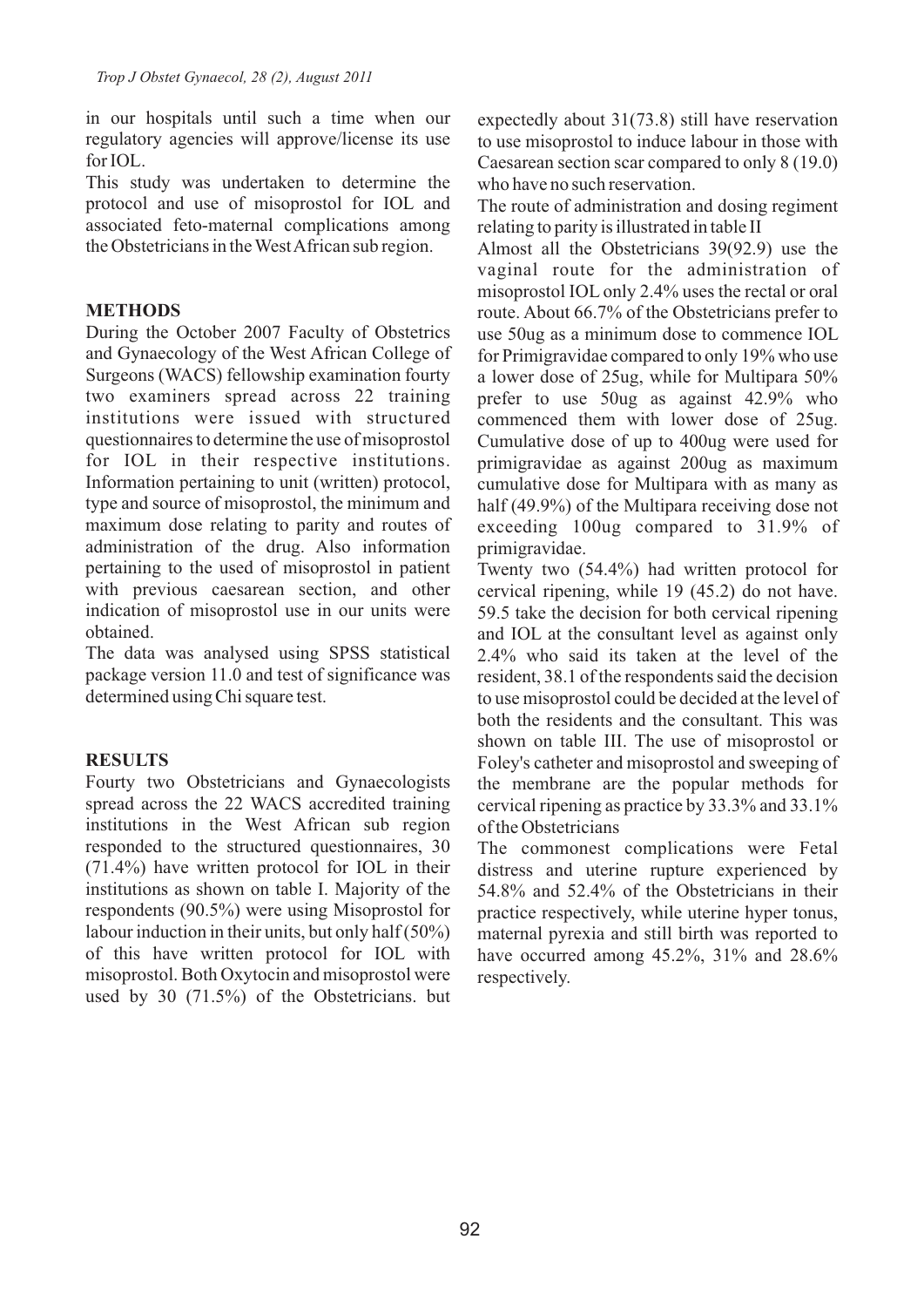in our hospitals until such a time when our regulatory agencies will approve/license its use for IOL.

This study was undertaken to determine the protocol and use of misoprostol for IOL and associated feto-maternal complications among the Obstetricians in the West African sub region.

## METHODS

During the October 2007 Faculty of Obstetrics and Gynaecology of the West African College of Surgeons (WACS) fellowship examination fourty two examiners spread across 22 training institutions were issued with structured questionnaires to determine the use of misoprostol for IOL in their respective institutions. Information pertaining to unit (written) protocol, type and source of misoprostol, the minimum and maximum dose relating to parity and routes of administration of the drug. Also information pertaining to the used of misoprostol in patient with previous caesarean section, and other indication of misoprostol use in our units were obtained.

The data was analysed using SPSS statistical package version 11.0 and test of significance was determined using Chi square test.

## RESULTS

Fourty two Obstetricians and Gynaecologists spread across the 22 WACS accredited training institutions in the West African sub region responded to the structured questionnaires, 30 (71.4%) have written protocol for IOL in their institutions as shown on table I. Majority of the respondents (90.5%) were using Misoprostol for labour induction in their units, but only half (50%) of this have written protocol for IOL with misoprostol. Both Oxytocin and misoprostol were used by 30 (71.5%) of the Obstetricians. but expectedly about 31(73.8) still have reservation to use misoprostol to induce labour in those with Caesarean section scar compared to only 8 (19.0) who have no such reservation.

The route of administration and dosing regiment relating to parity is illustrated in table II

Almost all the Obstetricians 39(92.9) use the vaginal route for the administration of misoprostol IOL only 2.4% uses the rectal or oral route. About 66.7% of the Obstetricians prefer to use 50ug as a minimum dose to commence IOL for Primigravidae compared to only 19% who use a lower dose of 25ug, while for Multipara 50% prefer to use 50ug as against 42.9% who commenced them with lower dose of 25ug. Cumulative dose of up to 400ug were used for primigravidae as against 200ug as maximum cumulative dose for Multipara with as many as half (49.9%) of the Multipara receiving dose not exceeding 100ug compared to 31.9% of primigravidae.

Twenty two (54.4%) had written protocol for cervical ripening, while 19 (45.2) do not have. 59.5 take the decision for both cervical ripening and IOL at the consultant level as against only 2.4% who said its taken at the level of the resident, 38.1 of the respondents said the decision to use misoprostol could be decided at the level of both the residents and the consultant. This was shown on table III. The use of misoprostol or Foley's catheter and misoprostol and sweeping of the membrane are the popular methods for cervical ripening as practice by 33.3% and 33.1% of the Obstetricians

The commonest complications were Fetal distress and uterine rupture experienced by 54.8% and 52.4% of the Obstetricians in their practice respectively, while uterine hyper tonus, maternal pyrexia and still birth was reported to have occurred among 45.2%, 31% and 28.6% respectively.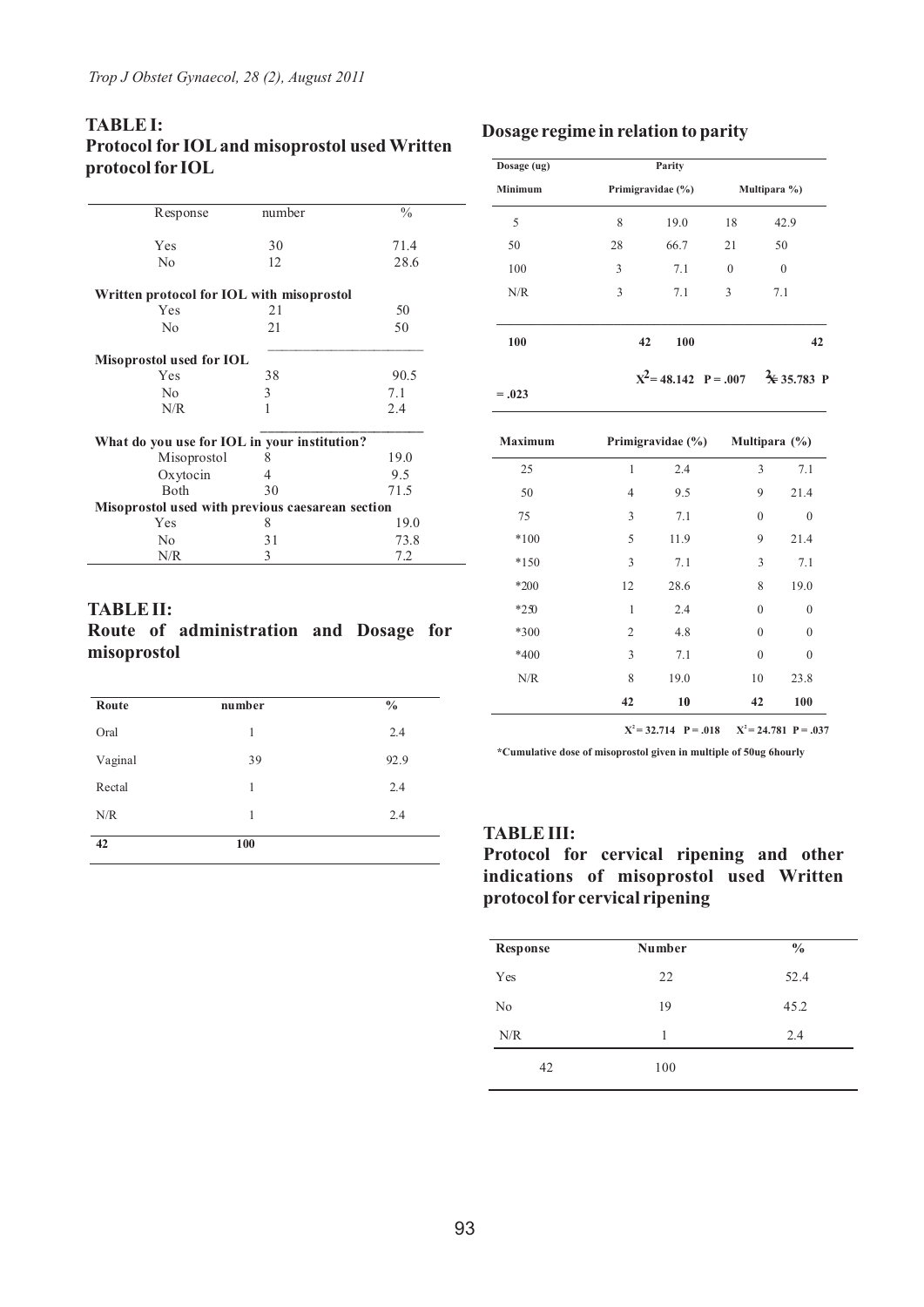## TABLE I:
## Protocol for IOL and misoprostol used Written protocol for IOL

| Response | number | % |
|---|---|---|
| Yes | 30 | 71.4 |
| No | 12 | 28.6 |
| **Written protocol for IOL with misoprostol** | | |
| Yes | 21 | 50 |
| No | 21 | 50 |
| **Misoprostol used for IOL** | | |
| Yes | 38 | 90.5 |
| No | 3 | 7.1 |
| N/R | 1 | 2.4 |
| **What do you use for IOL in your institution?** | | |
| Misoprostol | 8 | 19.0 |
| Oxytocin | 4 | 9.5 |
| Both | 30 | 71.5 |
| **Misoprostol used with previous caesarean section** | | |
| Yes | 8 | 19.0 |
| No | 31 | 73.8 |
| N/R | 3 | 7.2 |

## TABLE II:
## Route of administration and Dosage for misoprostol

| Route | number | % |
|---|---|---|
| Oral | 1 | 2.4 |
| Vaginal | 39 | 92.9 |
| Rectal | 1 | 2.4 |
| N/R | 1 | 2.4 |
| **42** | **100** | |

## Dosage regime in relation to parity

| Dosage (ug) | Parity | | | |
|---|---|---|---|---|
| **Minimum** | **Primigravidae (%)** | | **Multipara %)** | |
| 5 | 8 | 19.0 | 18 | 42.9 |
| 50 | 28 | 66.7 | 21 | 50 |
| 100 | 3 | 7.1 | 0 | 0 |
| N/R | 3 | 7.1 | 3 | 7.1 |
| **100** | **42** | **100** | | **42** |
| | $X^2 = 48.142$ P = .007 | | $X^2 = 35.783$ P = .023 | |
| **Maximum** | **Primigravidae (%)** | | **Multipara (%)** | |
| 25 | 1 | 2.4 | 3 | 7.1 |
| 50 | 4 | 9.5 | 9 | 21.4 |
| 75 | 3 | 7.1 | 0 | 0 |
| *100 | 5 | 11.9 | 9 | 21.4 |
| *150 | 3 | 7.1 | 3 | 7.1 |
| *200 | 12 | 28.6 | 8 | 19.0 |
| *250 | 1 | 2.4 | 0 | 0 |
| *300 | 2 | 4.8 | 0 | 0 |
| *400 | 3 | 7.1 | 0 | 0 |
| N/R | 8 | 19.0 | 10 | 23.8 |
| | **42** | **10** | **42** | **100** |
| | $X^2 = 32.714$ P = .018 | | $X^2 = 24.781$ P = .037 | |

**\*Cumulative dose of misoprostol given in multiple of 50ug 6hourly**

## TABLE III:
## Protocol for cervical ripening and other indications of misoprostol used Written protocol for cervical ripening

| Response | Number | % |
|---|---|---|
| Yes | 22 | 52.4 |
| No | 19 | 45.2 |
| N/R | 1 | 2.4 |
| 42 | 100 | |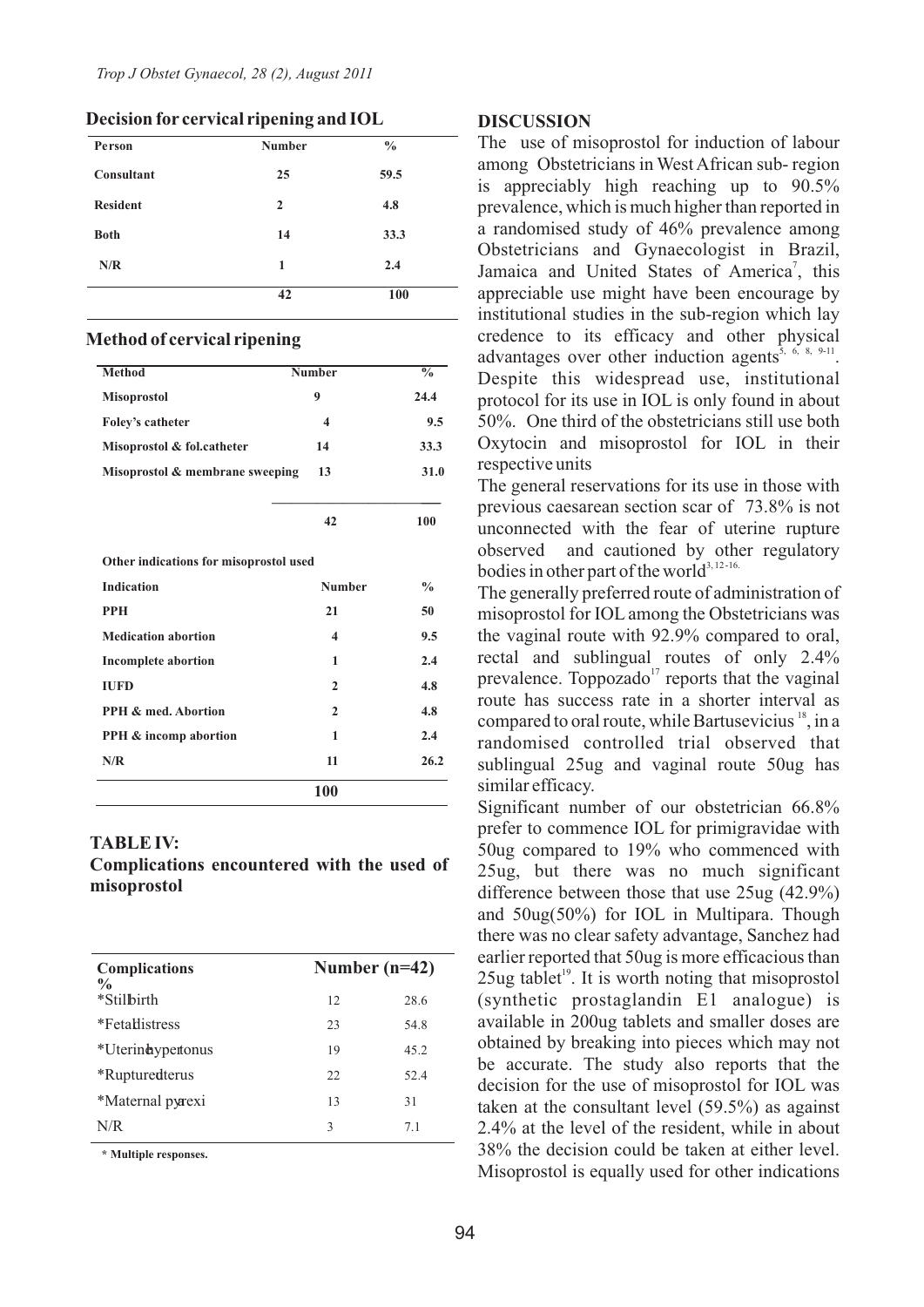### Decision for cervical ripening and IOL

| Person | Number | % |
|---|---|---|
| Consultant | 25 | 59.5 |
| Resident | 2 | 4.8 |
| Both | 14 | 33.3 |
| N/R | 1 | 2.4 |
| | 42 | 100 |

### Method of cervical ripening

| Method | Number | % |
|---|---|---|
| Misoprostol | 9 | 24.4 |
| Foley's catheter | 4 | 9.5 |
| Misoprostol & fol.catheter | 14 | 33.3 |
| Misoprostol & membrane sweeping | 13 | 31.0 |
| | 42 | 100 |

**Other indications for misoprostol used**

| Indication | Number | % |
|---|---|---|
| PPH | 21 | 50 |
| Medication abortion | 4 | 9.5 |
| Incomplete abortion | 1 | 2.4 |
| IUFD | 2 | 4.8 |
| PPH & med. Abortion | 2 | 4.8 |
| PPH & incomp abortion | 1 | 2.4 |
| N/R | 11 | 26.2 |
| | | 100 |

**TABLE IV:**
**Complications encountered with the used of misoprostol**

| Complications | Number (n=42) | % |
|---|---|---|
| *Stillbirth | 12 | 28.6 |
| *Fetal distress | 23 | 54.8 |
| *Uterine hypertonus | 19 | 45.2 |
| *Ruptured uterus | 22 | 52.4 |
| *Maternal pyrexi | 13 | 31 |
| N/R | 3 | 7.1 |

\* Multiple responses.

## DISCUSSION

The use of misoprostol for induction of labour among Obstetricians in West African sub- region is appreciably high reaching up to 90.5% prevalence, which is much higher than reported in a randomised study of 46% prevalence among Obstetricians and Gynaecologist in Brazil, Jamaica and United States of America[7], this appreciable use might have been encourage by institutional studies in the sub-region which lay credence to its efficacy and other physical advantages over other induction agents[5, 6, 8, 9-11]. Despite this widespread use, institutional protocol for its use in IOL is only found in about 50%. One third of the obstetricians still use both Oxytocin and misoprostol for IOL in their respective units

The general reservations for its use in those with previous caesarean section scar of 73.8% is not unconnected with the fear of uterine rupture observed and cautioned by other regulatory bodies in other part of the world[3, 12-16].

The generally preferred route of administration of misoprostol for IOL among the Obstetricians was the vaginal route with 92.9% compared to oral, rectal and sublingual routes of only 2.4% prevalence. Toppozado[17] reports that the vaginal route has success rate in a shorter interval as compared to oral route, while Bartusevicius[18], in a randomised controlled trial observed that sublingual 25ug and vaginal route 50ug has similar efficacy.

Significant number of our obstetrician 66.8% prefer to commence IOL for primigravidae with 50ug compared to 19% who commenced with 25ug, but there was no much significant difference between those that use 25ug (42.9%) and 50ug(50%) for IOL in Multipara. Though there was no clear safety advantage, Sanchez had earlier reported that 50ug is more efficacious than 25ug tablet[19]. It is worth noting that misoprostol (synthetic prostaglandin E1 analogue) is available in 200ug tablets and smaller doses are obtained by breaking into pieces which may not be accurate. The study also reports that the decision for the use of misoprostol for IOL was taken at the consultant level (59.5%) as against 2.4% at the level of the resident, while in about 38% the decision could be taken at either level. Misoprostol is equally used for other indications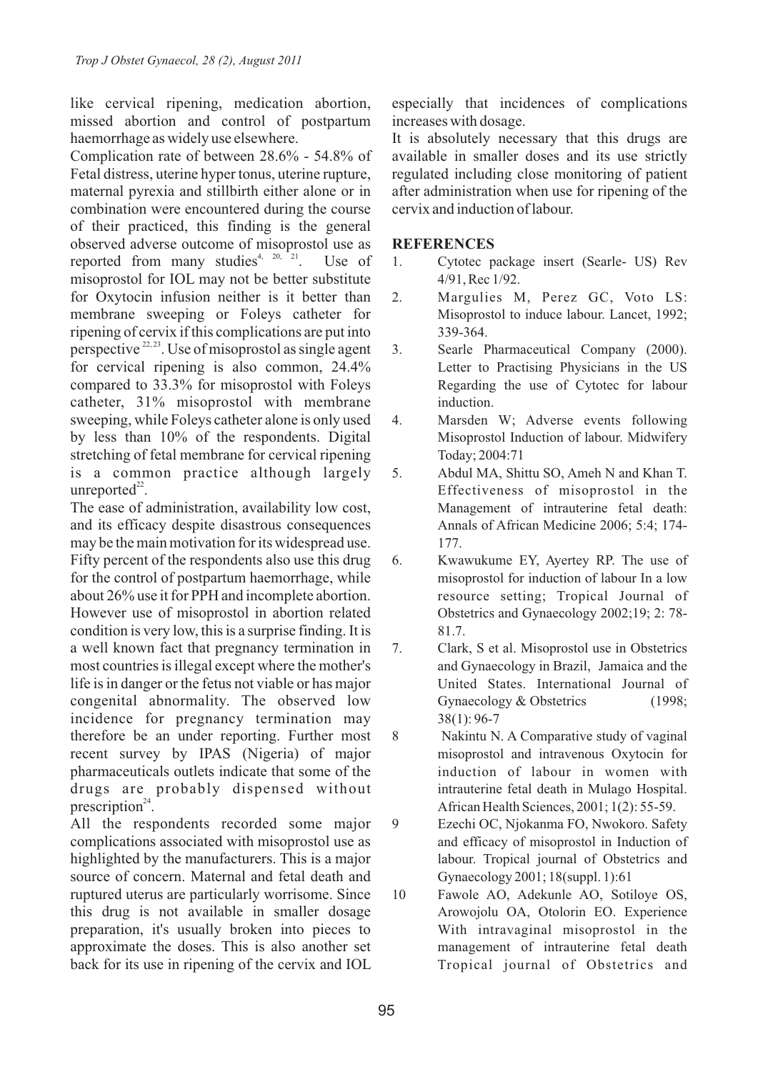like cervical ripening, medication abortion, missed abortion and control of postpartum haemorrhage as widely use elsewhere.

Complication rate of between 28.6% - 54.8% of Fetal distress, uterine hyper tonus, uterine rupture, maternal pyrexia and stillbirth either alone or in combination were encountered during the course of their practiced, this finding is the general observed adverse outcome of misoprostol use as reported from many studies[4, 20, 21]. Use of misoprostol for IOL may not be better substitute for Oxytocin infusion neither is it better than membrane sweeping or Foleys catheter for ripening of cervix if this complications are put into perspective [22, 23]. Use of misoprostol as single agent for cervical ripening is also common, 24.4% compared to 33.3% for misoprostol with Foleys catheter, 31% misoprostol with membrane sweeping, while Foleys catheter alone is only used by less than 10% of the respondents. Digital stretching of fetal membrane for cervical ripening is a common practice although largely unreported[22].

The ease of administration, availability low cost, and its efficacy despite disastrous consequences may be the main motivation for its widespread use. Fifty percent of the respondents also use this drug for the control of postpartum haemorrhage, while about 26% use it for PPH and incomplete abortion. However use of misoprostol in abortion related condition is very low, this is a surprise finding. It is a well known fact that pregnancy termination in most countries is illegal except where the mother's life is in danger or the fetus not viable or has major congenital abnormality. The observed low incidence for pregnancy termination may therefore be an under reporting. Further most recent survey by IPAS (Nigeria) of major pharmaceuticals outlets indicate that some of the drugs are probably dispensed without prescription[24].

All the respondents recorded some major complications associated with misoprostol use as highlighted by the manufacturers. This is a major source of concern. Maternal and fetal death and ruptured uterus are particularly worrisome. Since this drug is not available in smaller dosage preparation, it's usually broken into pieces to approximate the doses. This is also another set back for its use in ripening of the cervix and IOL especially that incidences of complications increases with dosage.

It is absolutely necessary that this drugs are available in smaller doses and its use strictly regulated including close monitoring of patient after administration when use for ripening of the cervix and induction of labour.

## REFERENCES

1. Cytotec package insert (Searle- US) Rev 4/91, Rec 1/92.
2. Margulies M, Perez GC, Voto LS: Misoprostol to induce labour. Lancet, 1992; 339-364.
3. Searle Pharmaceutical Company (2000). Letter to Practising Physicians in the US Regarding the use of Cytotec for labour induction.
4. Marsden W; Adverse events following Misoprostol Induction of labour. Midwifery Today; 2004:71
5. Abdul MA, Shittu SO, Ameh N and Khan T. Effectiveness of misoprostol in the Management of intrauterine fetal death: Annals of African Medicine 2006; 5:4; 174-177.
6. Kwawukume EY, Ayertey RP. The use of misoprostol for induction of labour In a low resource setting; Tropical Journal of Obstetrics and Gynaecology 2002;19; 2: 78-81.7.
7. Clark, S et al. Misoprostol use in Obstetrics and Gynaecology in Brazil, Jamaica and the United States. International Journal of Gynaecology & Obstetrics (1998; 38(1): 96-7
8. Nakintu N. A Comparative study of vaginal misoprostol and intravenous Oxytocin for induction of labour in women with intrauterine fetal death in Mulago Hospital. African Health Sciences, 2001; 1(2): 55-59.
9. Ezechi OC, Njokanma FO, Nwokoro. Safety and efficacy of misoprostol in Induction of labour. Tropical journal of Obstetrics and Gynaecology 2001; 18(suppl. 1):61
10. Fawole AO, Adekunle AO, Sotiloye OS, Arowojolu OA, Otolorin EO. Experience With intravaginal misoprostol in the management of intrauterine fetal death Tropical journal of Obstetrics and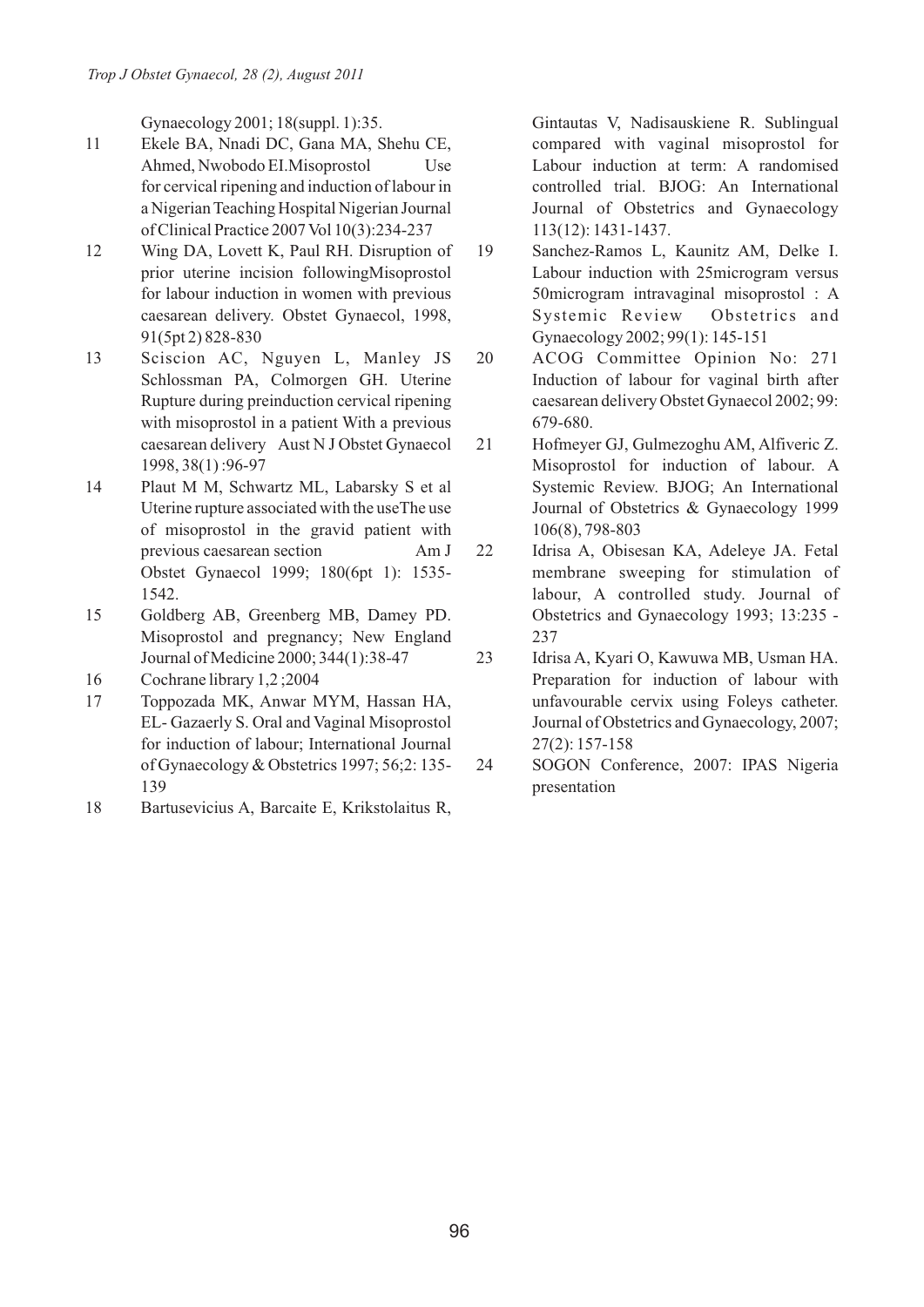Gynaecology 2001; 18(suppl. 1):35.

11. Ekele BA, Nnadi DC, Gana MA, Shehu CE, Ahmed, Nwobodo EI.Misoprostol Use for cervical ripening and induction of labour in a Nigerian Teaching Hospital Nigerian Journal of Clinical Practice 2007 Vol 10(3):234-237
12. Wing DA, Lovett K, Paul RH. Disruption of prior uterine incision followingMisoprostol for labour induction in women with previous caesarean delivery. Obstet Gynaecol, 1998, 91(5pt 2) 828-830
13. Sciscion AC, Nguyen L, Manley JS Schlossman PA, Colmorgen GH. Uterine Rupture during preinduction cervical ripening with misoprostol in a patient With a previous caesarean delivery Aust N J Obstet Gynaecol 1998, 38(1) :96-97
14. Plaut M M, Schwartz ML, Labarsky S et al Uterine rupture associated with the useThe use of misoprostol in the gravid patient with previous caesarean section Am J Obstet Gynaecol 1999; 180(6pt 1): 1535-1542.
15. Goldberg AB, Greenberg MB, Damey PD. Misoprostol and pregnancy; New England Journal of Medicine 2000; 344(1):38-47
16. Cochrane library 1,2 ;2004
17. Toppozada MK, Anwar MYM, Hassan HA, EL- Gazaerly S. Oral and Vaginal Misoprostol for induction of labour; International Journal of Gynaecology & Obstetrics 1997; 56;2: 135-139
18. Bartusevicius A, Barcaite E, Krikstolaitus R, Gintautas V, Nadisauskiene R. Sublingual compared with vaginal misoprostol for Labour induction at term: A randomised controlled trial. BJOG: An International Journal of Obstetrics and Gynaecology 113(12): 1431-1437.
19. Sanchez-Ramos L, Kaunitz AM, Delke I. Labour induction with 25microgram versus 50microgram intravaginal misoprostol : A Systemic Review Obstetrics and Gynaecology 2002; 99(1): 145-151
20. ACOG Committee Opinion No: 271 Induction of labour for vaginal birth after caesarean delivery Obstet Gynaecol 2002; 99: 679-680.
21. Hofmeyer GJ, Gulmezoghu AM, Alfiveric Z. Misoprostol for induction of labour. A Systemic Review. BJOG; An International Journal of Obstetrics & Gynaecology 1999 106(8), 798-803
22. Idrisa A, Obisesan KA, Adeleye JA. Fetal membrane sweeping for stimulation of labour, A controlled study. Journal of Obstetrics and Gynaecology 1993; 13:235 - 237
23. Idrisa A, Kyari O, Kawuwa MB, Usman HA. Preparation for induction of labour with unfavourable cervix using Foleys catheter. Journal of Obstetrics and Gynaecology, 2007; 27(2): 157-158
24. SOGON Conference, 2007: IPAS Nigeria presentation